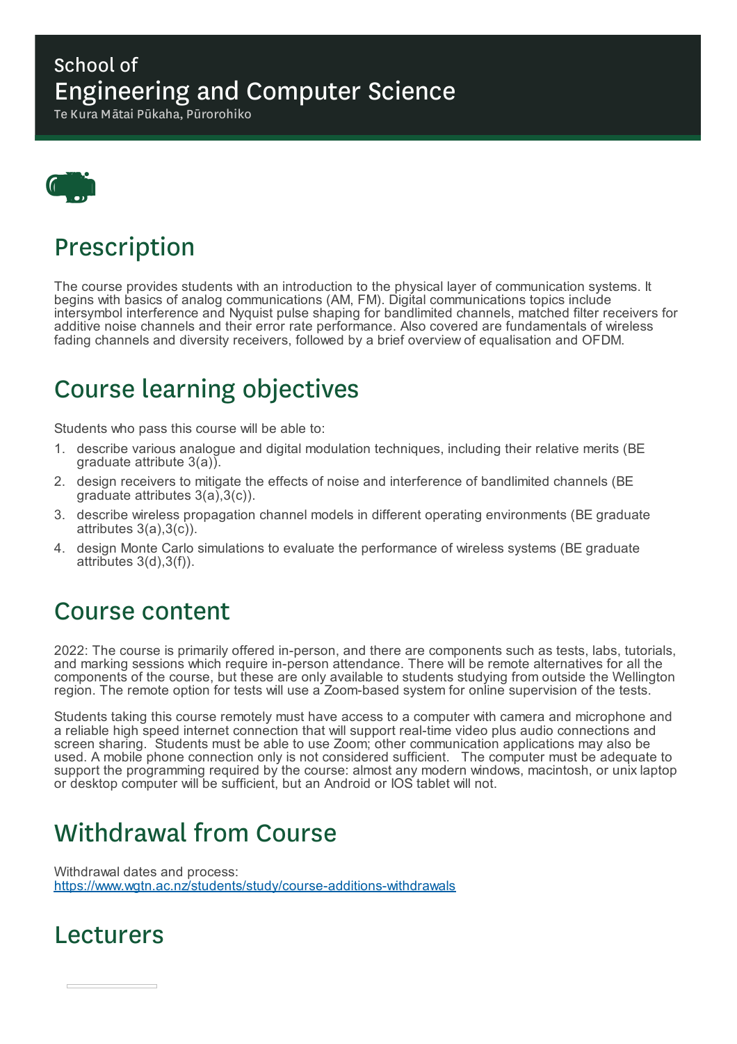School of

# Engineering and Computer Science

Te Kura Mātai Pūkaha, Pūrorohiko

## Prescription

The course provides students with an introduction to the physical layer of communication systems. It begins with basics of analog communications (AM, FM). Digital communications topics include intersymbol interference and Nyquist pulse shaping for bandlimited channels, matched filter receivers for additive noise channels and their error rate performance. Also covered are fundamentals of wireless fading channels and diversity receivers, followed by a brief overview of equalisation and OFDM.

## Course learning objectives

Students who pass this course will be able to:

1. describe various analogue and digital modulation techniques, including their relative merits (BE graduate attribute 3(a)).
2. design receivers to mitigate the effects of noise and interference of bandlimited channels (BE graduate attributes 3(a),3(c)).
3. describe wireless propagation channel models in different operating environments (BE graduate attributes 3(a),3(c)).
4. design Monte Carlo simulations to evaluate the performance of wireless systems (BE graduate attributes 3(d),3(f)).

## Course content

2022: The course is primarily offered in-person, and there are components such as tests, labs, tutorials, and marking sessions which require in-person attendance. There will be remote alternatives for all the components of the course, but these are only available to students studying from outside the Wellington region. The remote option for tests will use a Zoom-based system for online supervision of the tests.

Students taking this course remotely must have access to a computer with camera and microphone and a reliable high speed internet connection that will support real-time video plus audio connections and screen sharing. Students must be able to use Zoom; other communication applications may also be used. A mobile phone connection only is not considered sufficient. The computer must be adequate to support the programming required by the course: almost any modern windows, macintosh, or unix laptop or desktop computer will be sufficient, but an Android or IOS tablet will not.

## Withdrawal from Course

Withdrawal dates and process:
https://www.wgtn.ac.nz/students/study/course-additions-withdrawals

## Lecturers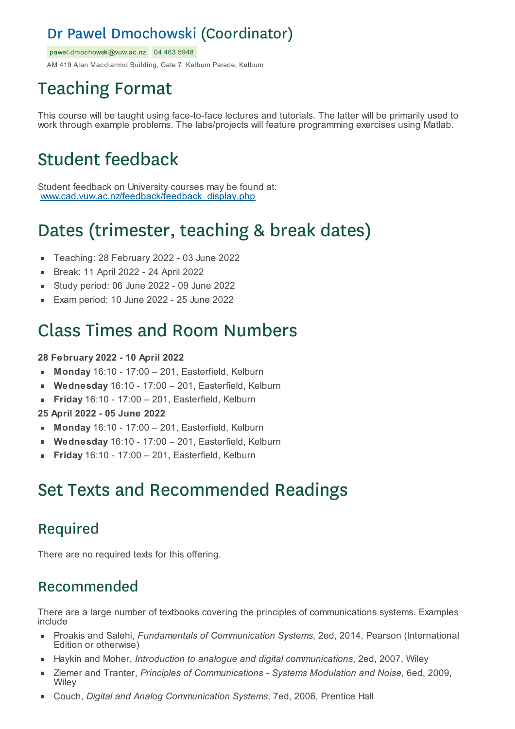## Dr Pawel Dmochowski (Coordinator)

pawel.dmochowski@vuw.ac.nz 04 463 5948

AM 419 Alan Macdiarmid Building, Gate 7, Kelburn Parade, Kelburn

# Teaching Format

This course will be taught using face-to-face lectures and tutorials. The latter will be primarily used to work through example problems. The labs/projects will feature programming exercises using Matlab.

# Student feedback

Student feedback on University courses may be found at:
www.cad.vuw.ac.nz/feedback/feedback_display.php

# Dates (trimester, teaching & break dates)

- Teaching: 28 February 2022 - 03 June 2022
- Break: 11 April 2022 - 24 April 2022
- Study period: 06 June 2022 - 09 June 2022
- Exam period: 10 June 2022 - 25 June 2022

# Class Times and Room Numbers

**28 February 2022 - 10 April 2022**

- **Monday** 16:10 - 17:00 – 201, Easterfield, Kelburn
- **Wednesday** 16:10 - 17:00 – 201, Easterfield, Kelburn
- **Friday** 16:10 - 17:00 – 201, Easterfield, Kelburn

**25 April 2022 - 05 June 2022**

- **Monday** 16:10 - 17:00 – 201, Easterfield, Kelburn
- **Wednesday** 16:10 - 17:00 – 201, Easterfield, Kelburn
- **Friday** 16:10 - 17:00 – 201, Easterfield, Kelburn

# Set Texts and Recommended Readings

## Required

There are no required texts for this offering.

## Recommended

There are a large number of textbooks covering the principles of communications systems. Examples include

- Proakis and Salehi, *Fundamentals of Communication Systems*, 2ed, 2014, Pearson (International Edition or otherwise)
- Haykin and Moher, *Introduction to analogue and digital communications*, 2ed, 2007, Wiley
- Ziemer and Tranter, *Principles of Communications - Systems Modulation and Noise*, 6ed, 2009, Wiley
- Couch, *Digital and Analog Communication Systems*, 7ed, 2006, Prentice Hall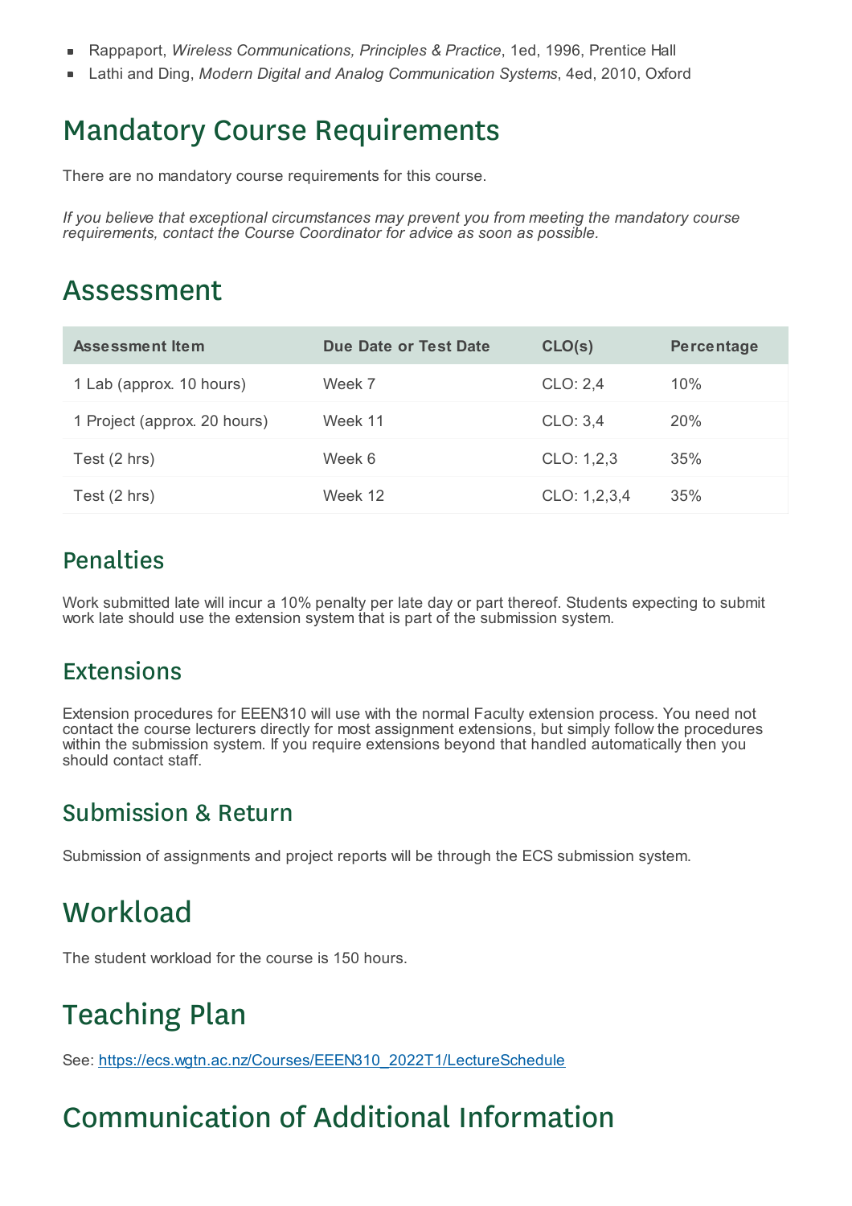- Rappaport, *Wireless Communications, Principles & Practice*, 1ed, 1996, Prentice Hall
- Lathi and Ding, *Modern Digital and Analog Communication Systems*, 4ed, 2010, Oxford

# Mandatory Course Requirements

There are no mandatory course requirements for this course.

*If you believe that exceptional circumstances may prevent you from meeting the mandatory course requirements, contact the Course Coordinator for advice as soon as possible.*

# Assessment

| Assessment Item | Due Date or Test Date | CLO(s) | Percentage |
|---|---|---|---|
| 1 Lab (approx. 10 hours) | Week 7 | CLO: 2,4 | 10% |
| 1 Project (approx. 20 hours) | Week 11 | CLO: 3,4 | 20% |
| Test (2 hrs) | Week 6 | CLO: 1,2,3 | 35% |
| Test (2 hrs) | Week 12 | CLO: 1,2,3,4 | 35% |

## Penalties

Work submitted late will incur a 10% penalty per late day or part thereof. Students expecting to submit work late should use the extension system that is part of the submission system.

## Extensions

Extension procedures for EEEN310 will use with the normal Faculty extension process. You need not contact the course lecturers directly for most assignment extensions, but simply follow the procedures within the submission system. If you require extensions beyond that handled automatically then you should contact staff.

## Submission & Return

Submission of assignments and project reports will be through the ECS submission system.

# Workload

The student workload for the course is 150 hours.

# Teaching Plan

See: [https://ecs.wgtn.ac.nz/Courses/EEEN310_2022T1/LectureSchedule](https://ecs.wgtn.ac.nz/Courses/EEEN310_2022T1/LectureSchedule)

# Communication of Additional Information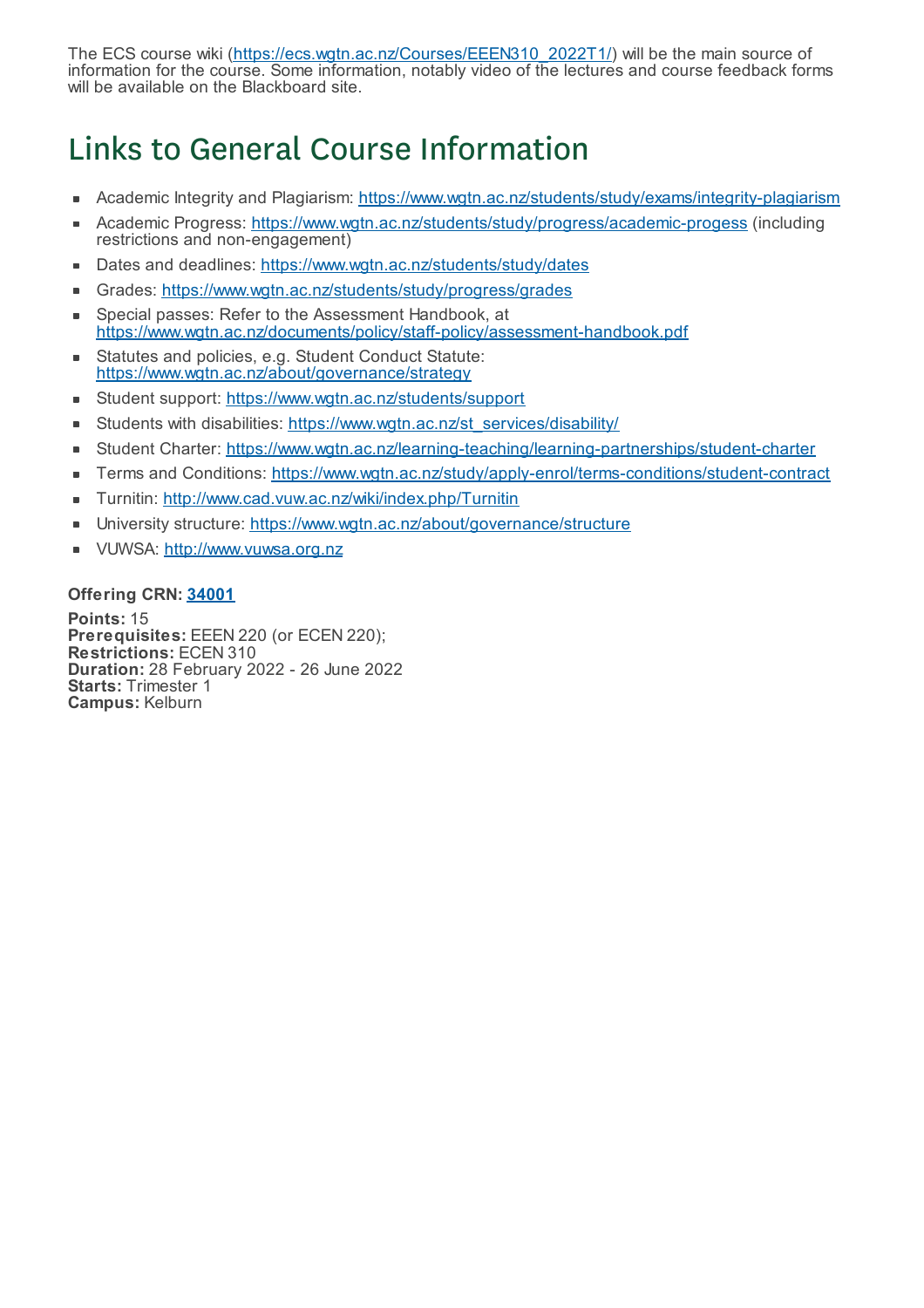The ECS course wiki (https://ecs.wgtn.ac.nz/Courses/EEEN310_2022T1/) will be the main source of information for the course. Some information, notably video of the lectures and course feedback forms will be available on the Blackboard site.

# Links to General Course Information

- Academic Integrity and Plagiarism: https://www.wgtn.ac.nz/students/study/exams/integrity-plagiarism
- Academic Progress: https://www.wgtn.ac.nz/students/study/progress/academic-progess (including restrictions and non-engagement)
- Dates and deadlines: https://www.wgtn.ac.nz/students/study/dates
- Grades: https://www.wgtn.ac.nz/students/study/progress/grades
- Special passes: Refer to the Assessment Handbook, at https://www.wgtn.ac.nz/documents/policy/staff-policy/assessment-handbook.pdf
- Statutes and policies, e.g. Student Conduct Statute: https://www.wgtn.ac.nz/about/governance/strategy
- Student support: https://www.wgtn.ac.nz/students/support
- Students with disabilities: https://www.wgtn.ac.nz/st_services/disability/
- Student Charter: https://www.wgtn.ac.nz/learning-teaching/learning-partnerships/student-charter
- Terms and Conditions: https://www.wgtn.ac.nz/study/apply-enrol/terms-conditions/student-contract
- Turnitin: http://www.cad.vuw.ac.nz/wiki/index.php/Turnitin
- University structure: https://www.wgtn.ac.nz/about/governance/structure
- VUWSA: http://www.vuwsa.org.nz

**Offering CRN: 34001**

**Points:** 15
**Prerequisites:** EEEN 220 (or ECEN 220);
**Restrictions:** ECEN 310
**Duration:** 28 February 2022 - 26 June 2022
**Starts:** Trimester 1
**Campus:** Kelburn